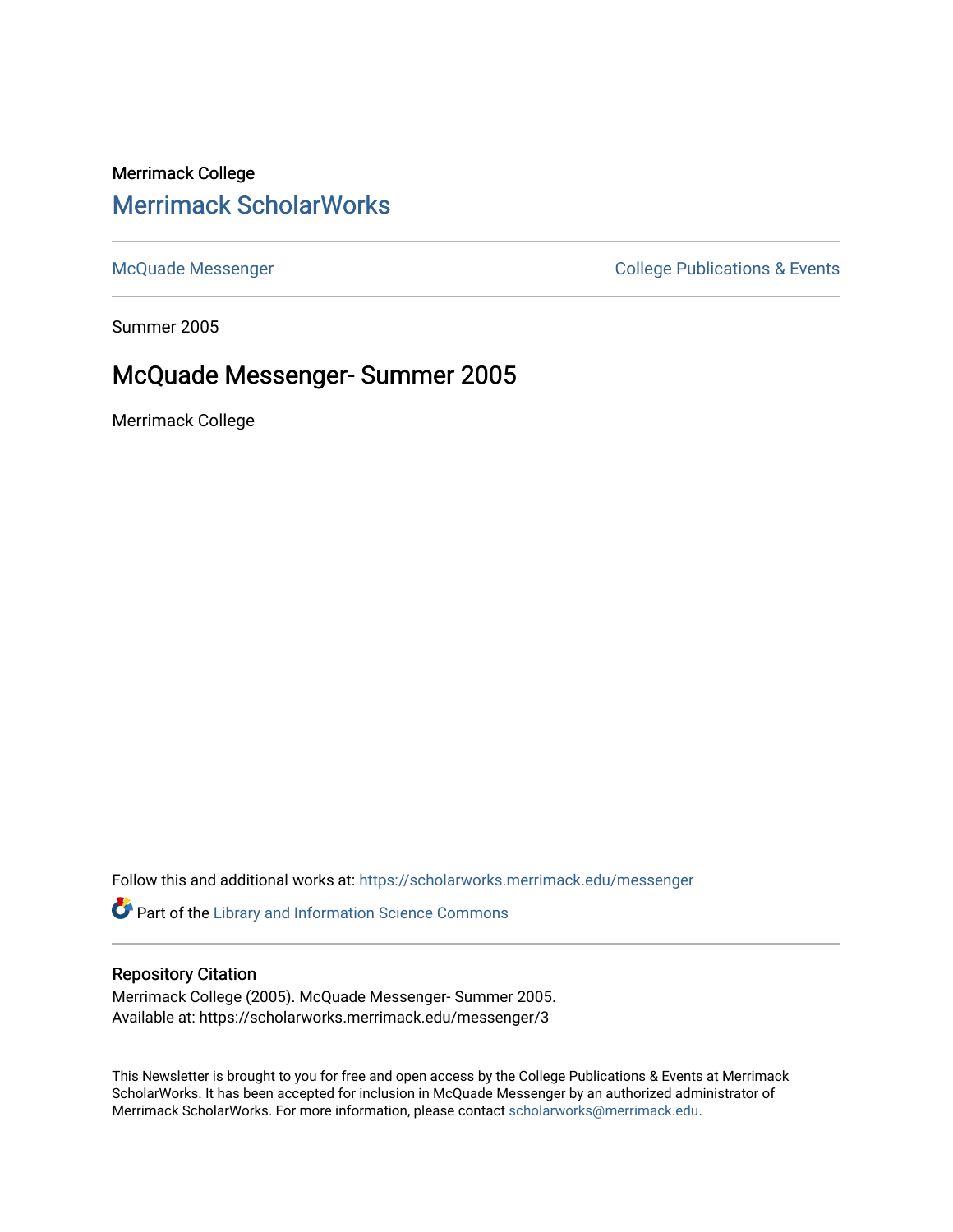Merrimack College

# Merrimack ScholarWorks

McQuade Messenger | College Publications & Events

Summer 2005

## McQuade Messenger- Summer 2005

Merrimack College

Follow this and additional works at: https://scholarworks.merrimack.edu/messenger

Part of the Library and Information Science Commons

### Repository Citation

Merrimack College (2005). McQuade Messenger- Summer 2005.
Available at: https://scholarworks.merrimack.edu/messenger/3

This Newsletter is brought to you for free and open access by the College Publications & Events at Merrimack ScholarWorks. It has been accepted for inclusion in McQuade Messenger by an authorized administrator of Merrimack ScholarWorks. For more information, please contact scholarworks@merrimack.edu.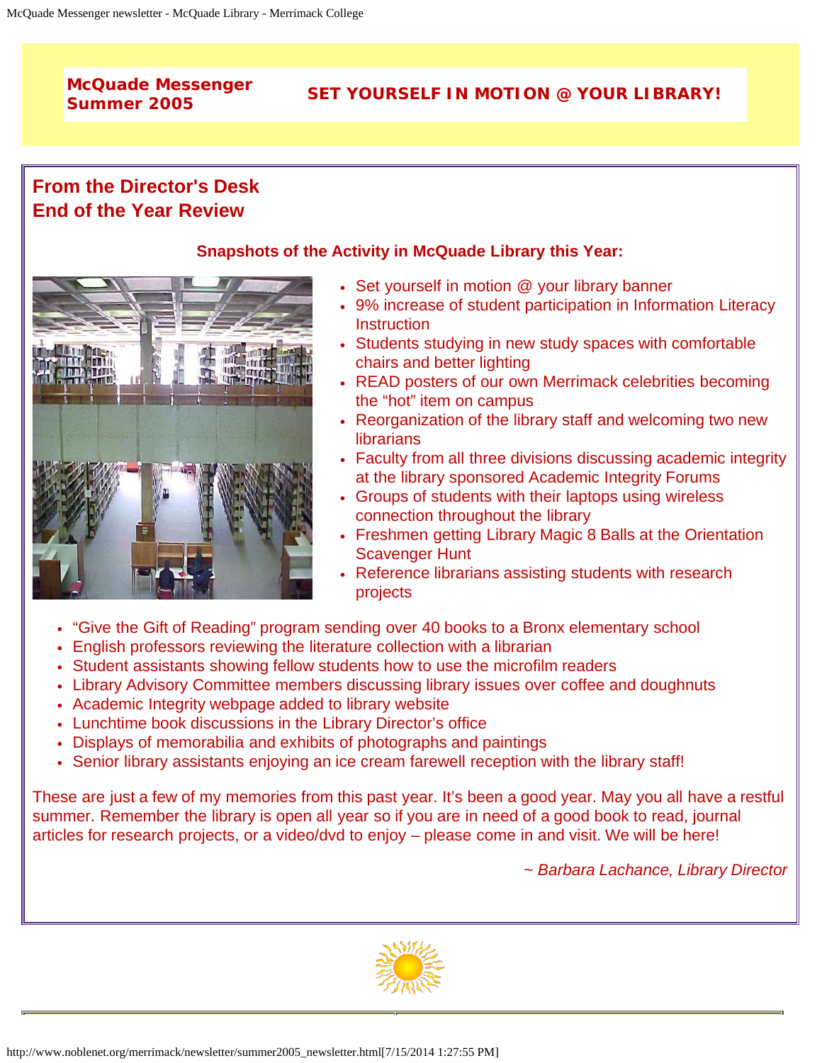**McQuade Messenger**
**Summer 2005**

**SET YOURSELF IN MOTION @ YOUR LIBRARY!**

## From the Director's Desk
## End of the Year Review

### Snapshots of the Activity in McQuade Library this Year:

- Set yourself in motion @ your library banner
- 9% increase of student participation in Information Literacy Instruction
- Students studying in new study spaces with comfortable chairs and better lighting
- READ posters of our own Merrimack celebrities becoming the "hot" item on campus
- Reorganization of the library staff and welcoming two new librarians
- Faculty from all three divisions discussing academic integrity at the library sponsored Academic Integrity Forums
- Groups of students with their laptops using wireless connection throughout the library
- Freshmen getting Library Magic 8 Balls at the Orientation Scavenger Hunt
- Reference librarians assisting students with research projects
- "Give the Gift of Reading" program sending over 40 books to a Bronx elementary school
- English professors reviewing the literature collection with a librarian
- Student assistants showing fellow students how to use the microfilm readers
- Library Advisory Committee members discussing library issues over coffee and doughnuts
- Academic Integrity webpage added to library website
- Lunchtime book discussions in the Library Director's office
- Displays of memorabilia and exhibits of photographs and paintings
- Senior library assistants enjoying an ice cream farewell reception with the library staff!

These are just a few of my memories from this past year. It's been a good year. May you all have a restful summer. Remember the library is open all year so if you are in need of a good book to read, journal articles for research projects, or a video/dvd to enjoy – please come in and visit. We will be here!

*~ Barbara Lachance, Library Director*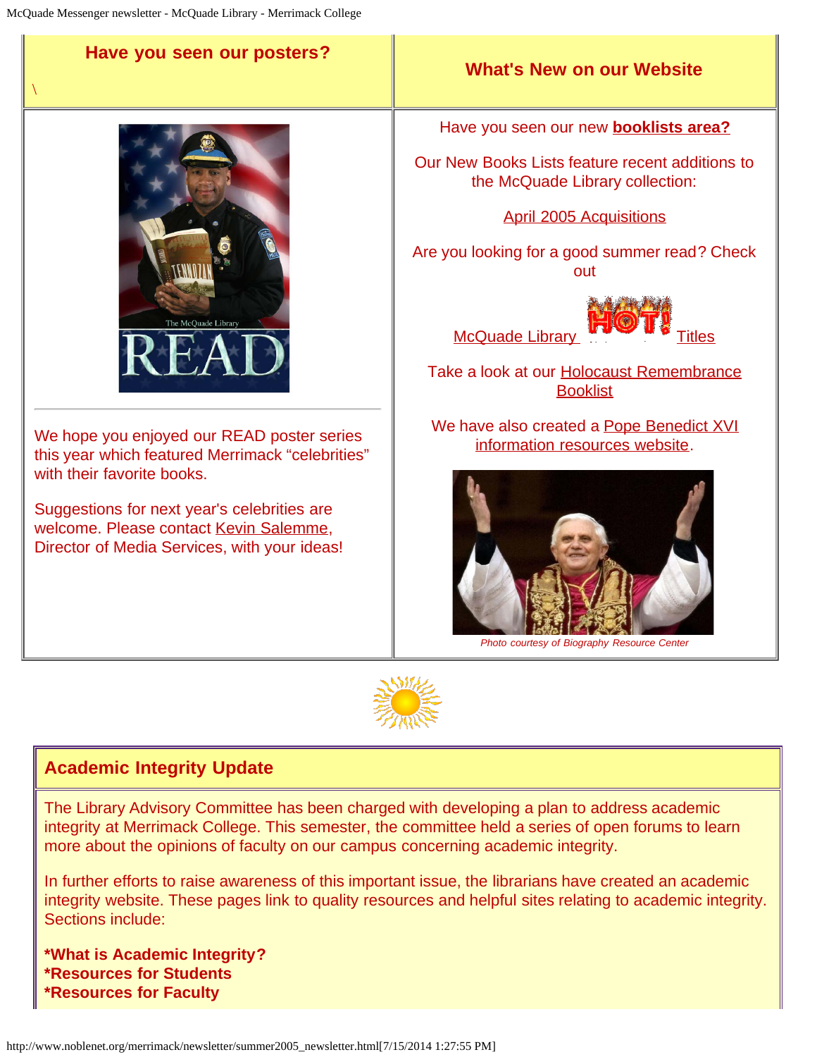## Have you seen our posters?

\

We hope you enjoyed our READ poster series this year which featured Merrimack "celebrities" with their favorite books.

Suggestions for next year's celebrities are welcome. Please contact Kevin Salemme, Director of Media Services, with your ideas!

## What's New on our Website

Have you seen our new **booklists area?**

Our New Books Lists feature recent additions to the McQuade Library collection:

April 2005 Acquisitions

Are you looking for a good summer read? Check out

McQuade Library HOT! Titles

Take a look at our Holocaust Remembrance Booklist

We have also created a Pope Benedict XVI information resources website.

*Photo courtesy of Biography Resource Center*

## Academic Integrity Update

The Library Advisory Committee has been charged with developing a plan to address academic integrity at Merrimack College. This semester, the committee held a series of open forums to learn more about the opinions of faculty on our campus concerning academic integrity.

In further efforts to raise awareness of this important issue, the librarians have created an academic integrity website. These pages link to quality resources and helpful sites relating to academic integrity. Sections include:

**\*What is Academic Integrity?**
**\*Resources for Students**
**\*Resources for Faculty**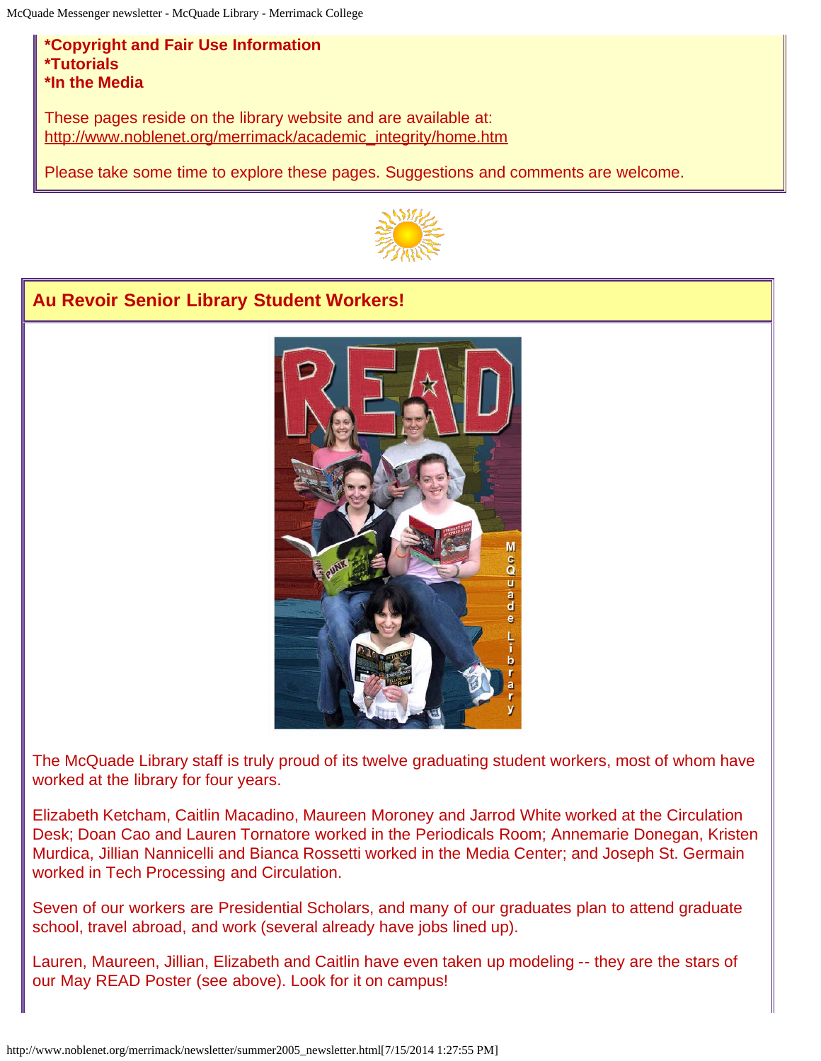**\*Copyright and Fair Use Information**
**\*Tutorials**
**\*In the Media**

These pages reside on the library website and are available at: http://www.noblenet.org/merrimack/academic_integrity/home.htm

Please take some time to explore these pages. Suggestions and comments are welcome.

## Au Revoir Senior Library Student Workers!

The McQuade Library staff is truly proud of its twelve graduating student workers, most of whom have worked at the library for four years.

Elizabeth Ketcham, Caitlin Macadino, Maureen Moroney and Jarrod White worked at the Circulation Desk; Doan Cao and Lauren Tornatore worked in the Periodicals Room; Annemarie Donegan, Kristen Murdica, Jillian Nannicelli and Bianca Rossetti worked in the Media Center; and Joseph St. Germain worked in Tech Processing and Circulation.

Seven of our workers are Presidential Scholars, and many of our graduates plan to attend graduate school, travel abroad, and work (several already have jobs lined up).

Lauren, Maureen, Jillian, Elizabeth and Caitlin have even taken up modeling -- they are the stars of our May READ Poster (see above). Look for it on campus!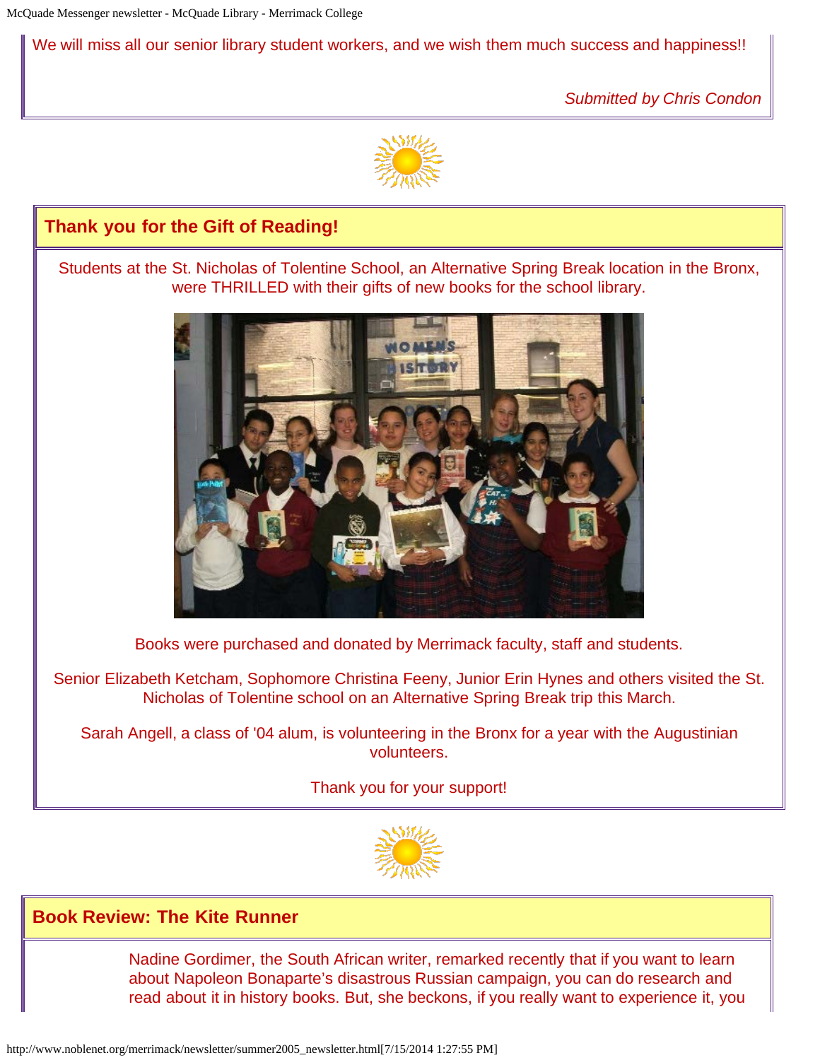We will miss all our senior library student workers, and we wish them much success and happiness!!

*Submitted by Chris Condon*

## Thank you for the Gift of Reading!

Students at the St. Nicholas of Tolentine School, an Alternative Spring Break location in the Bronx, were THRILLED with their gifts of new books for the school library.

Books were purchased and donated by Merrimack faculty, staff and students.

Senior Elizabeth Ketcham, Sophomore Christina Feeny, Junior Erin Hynes and others visited the St. Nicholas of Tolentine school on an Alternative Spring Break trip this March.

Sarah Angell, a class of '04 alum, is volunteering in the Bronx for a year with the Augustinian volunteers.

Thank you for your support!

## Book Review: The Kite Runner

Nadine Gordimer, the South African writer, remarked recently that if you want to learn about Napoleon Bonaparte's disastrous Russian campaign, you can do research and read about it in history books. But, she beckons, if you really want to experience it, you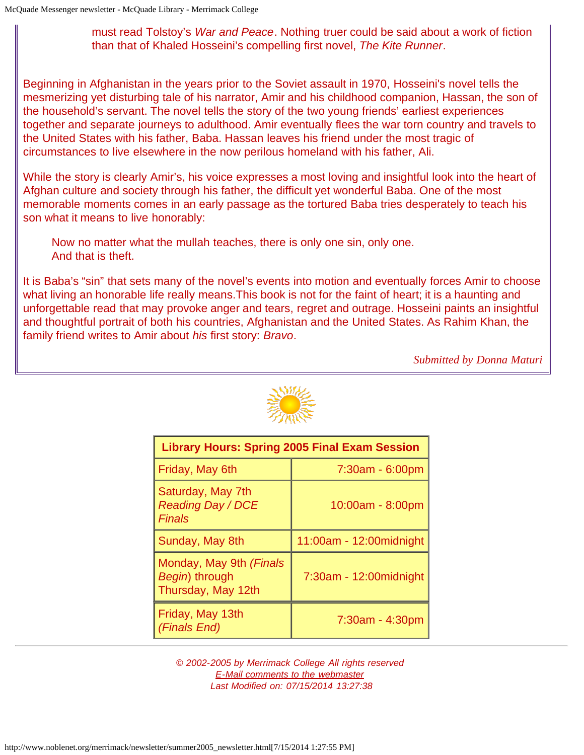> must read Tolstoy's *War and Peace*. Nothing truer could be said about a work of fiction than that of Khaled Hosseini's compelling first novel, *The Kite Runner*.

Beginning in Afghanistan in the years prior to the Soviet assault in 1970, Hosseini's novel tells the mesmerizing yet disturbing tale of his narrator, Amir and his childhood companion, Hassan, the son of the household's servant. The novel tells the story of the two young friends' earliest experiences together and separate journeys to adulthood. Amir eventually flees the war torn country and travels to the United States with his father, Baba. Hassan leaves his friend under the most tragic of circumstances to live elsewhere in the now perilous homeland with his father, Ali.

While the story is clearly Amir's, his voice expresses a most loving and insightful look into the heart of Afghan culture and society through his father, the difficult yet wonderful Baba. One of the most memorable moments comes in an early passage as the tortured Baba tries desperately to teach his son what it means to live honorably:

> Now no matter what the mullah teaches, there is only one sin, only one.
> And that is theft.

It is Baba's "sin" that sets many of the novel's events into motion and eventually forces Amir to choose what living an honorable life really means.This book is not for the faint of heart; it is a haunting and unforgettable read that may provoke anger and tears, regret and outrage. Hosseini paints an insightful and thoughtful portrait of both his countries, Afghanistan and the United States. As Rahim Khan, the family friend writes to Amir about *his* first story: *Bravo*.

*Submitted by Donna Maturi*

| Library Hours: Spring 2005 Final Exam Session | |
|---|---|
| Friday, May 6th | 7:30am - 6:00pm |
| Saturday, May 7th *Reading Day / DCE Finals* | 10:00am - 8:00pm |
| Sunday, May 8th | 11:00am - 12:00midnight |
| Monday, May 9th *(Finals Begin)* through Thursday, May 12th | 7:30am - 12:00midnight |
| Friday, May 13th *(Finals End)* | 7:30am - 4:30pm |

*© 2002-2005 by Merrimack College All rights reserved*
*E-Mail comments to the webmaster*
*Last Modified on: 07/15/2014 13:27:38*